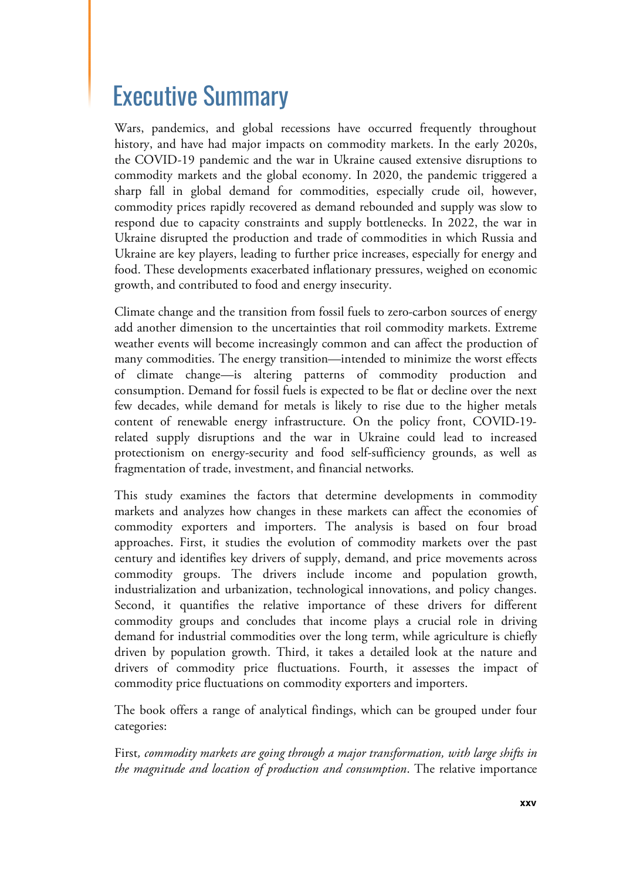# Executive Summary

Wars, pandemics, and global recessions have occurred frequently throughout history, and have had major impacts on commodity markets. In the early 2020s, the COVID-19 pandemic and the war in Ukraine caused extensive disruptions to commodity markets and the global economy. In 2020, the pandemic triggered a sharp fall in global demand for commodities, especially crude oil, however, commodity prices rapidly recovered as demand rebounded and supply was slow to respond due to capacity constraints and supply bottlenecks. In 2022, the war in Ukraine disrupted the production and trade of commodities in which Russia and Ukraine are key players, leading to further price increases, especially for energy and food. These developments exacerbated inflationary pressures, weighed on economic growth, and contributed to food and energy insecurity.

Climate change and the transition from fossil fuels to zero-carbon sources of energy add another dimension to the uncertainties that roil commodity markets. Extreme weather events will become increasingly common and can affect the production of many commodities. The energy transition—intended to minimize the worst effects of climate change—is altering patterns of commodity production and consumption. Demand for fossil fuels is expected to be flat or decline over the next few decades, while demand for metals is likely to rise due to the higher metals content of renewable energy infrastructure. On the policy front, COVID-19-related supply disruptions and the war in Ukraine could lead to increased protectionism on energy-security and food self-sufficiency grounds, as well as fragmentation of trade, investment, and financial networks.

This study examines the factors that determine developments in commodity markets and analyzes how changes in these markets can affect the economies of commodity exporters and importers. The analysis is based on four broad approaches. First, it studies the evolution of commodity markets over the past century and identifies key drivers of supply, demand, and price movements across commodity groups. The drivers include income and population growth, industrialization and urbanization, technological innovations, and policy changes. Second, it quantifies the relative importance of these drivers for different commodity groups and concludes that income plays a crucial role in driving demand for industrial commodities over the long term, while agriculture is chiefly driven by population growth. Third, it takes a detailed look at the nature and drivers of commodity price fluctuations. Fourth, it assesses the impact of commodity price fluctuations on commodity exporters and importers.

The book offers a range of analytical findings, which can be grouped under four categories:

First*, commodity markets are going through a major transformation, with large shifts in the magnitude and location of production and consumption*. The relative importance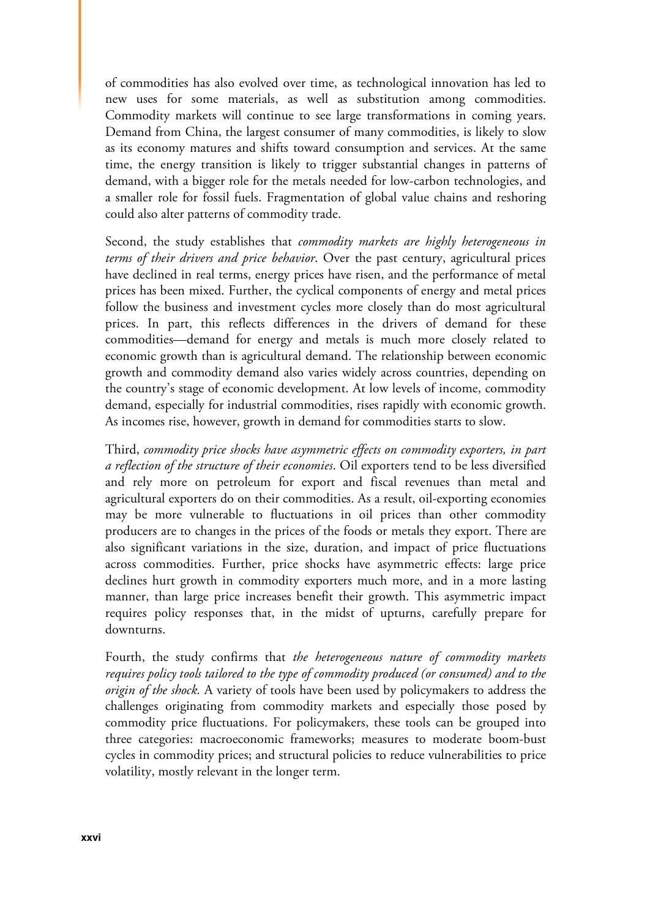of commodities has also evolved over time, as technological innovation has led to new uses for some materials, as well as substitution among commodities. Commodity markets will continue to see large transformations in coming years. Demand from China, the largest consumer of many commodities, is likely to slow as its economy matures and shifts toward consumption and services. At the same time, the energy transition is likely to trigger substantial changes in patterns of demand, with a bigger role for the metals needed for low-carbon technologies, and a smaller role for fossil fuels. Fragmentation of global value chains and reshoring could also alter patterns of commodity trade.

Second, the study establishes that *commodity markets are highly heterogeneous in terms of their drivers and price behavior*. Over the past century, agricultural prices have declined in real terms, energy prices have risen, and the performance of metal prices has been mixed. Further, the cyclical components of energy and metal prices follow the business and investment cycles more closely than do most agricultural prices. In part, this reflects differences in the drivers of demand for these commodities—demand for energy and metals is much more closely related to economic growth than is agricultural demand. The relationship between economic growth and commodity demand also varies widely across countries, depending on the country's stage of economic development. At low levels of income, commodity demand, especially for industrial commodities, rises rapidly with economic growth. As incomes rise, however, growth in demand for commodities starts to slow.

Third, *commodity price shocks have asymmetric effects on commodity exporters, in part a reflection of the structure of their economies*. Oil exporters tend to be less diversified and rely more on petroleum for export and fiscal revenues than metal and agricultural exporters do on their commodities. As a result, oil-exporting economies may be more vulnerable to fluctuations in oil prices than other commodity producers are to changes in the prices of the foods or metals they export. There are also significant variations in the size, duration, and impact of price fluctuations across commodities. Further, price shocks have asymmetric effects: large price declines hurt growth in commodity exporters much more, and in a more lasting manner, than large price increases benefit their growth. This asymmetric impact requires policy responses that, in the midst of upturns, carefully prepare for downturns.

Fourth, the study confirms that *the heterogeneous nature of commodity markets requires policy tools tailored to the type of commodity produced (or consumed) and to the origin of the shock.* A variety of tools have been used by policymakers to address the challenges originating from commodity markets and especially those posed by commodity price fluctuations. For policymakers, these tools can be grouped into three categories: macroeconomic frameworks; measures to moderate boom-bust cycles in commodity prices; and structural policies to reduce vulnerabilities to price volatility, mostly relevant in the longer term.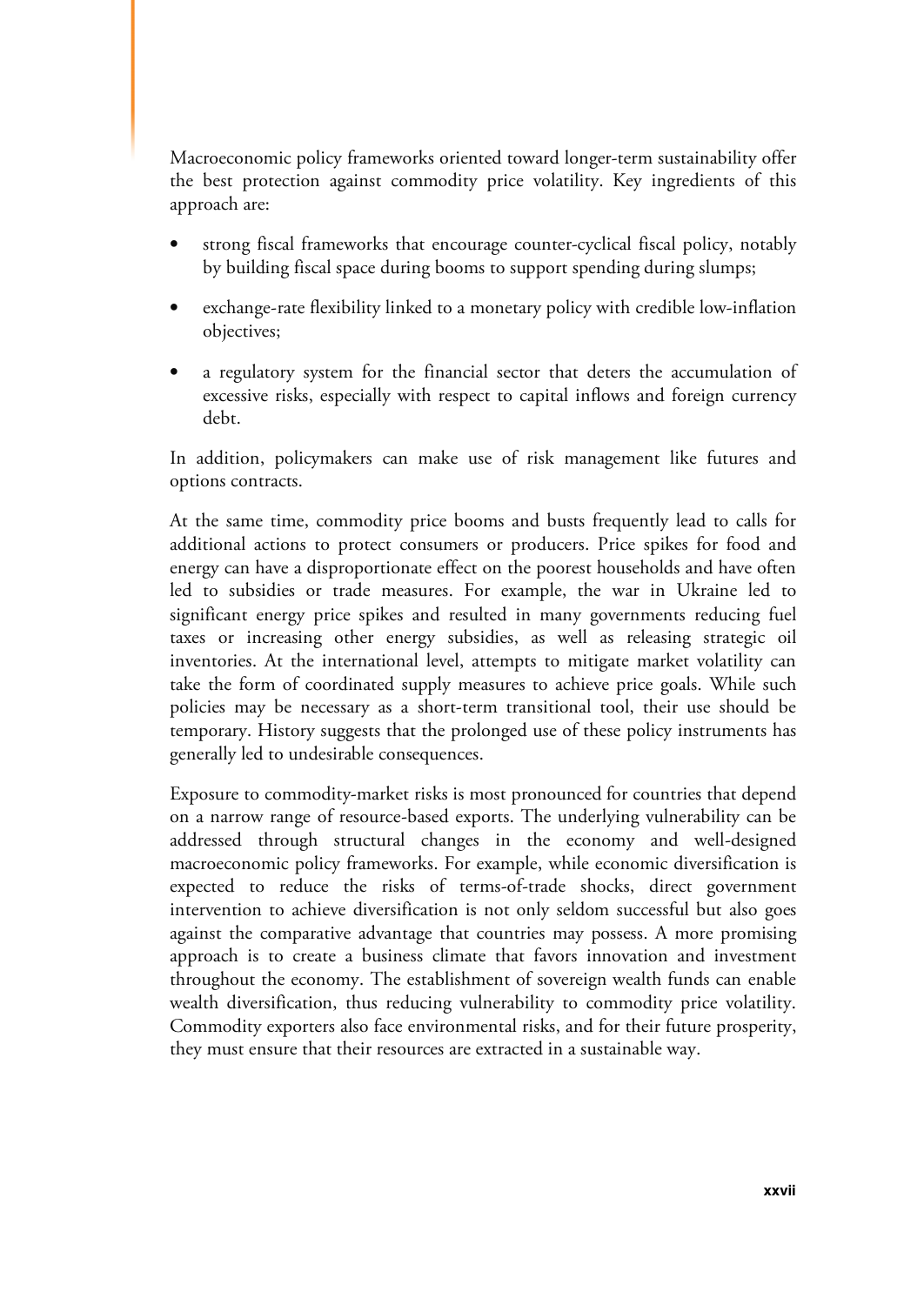Macroeconomic policy frameworks oriented toward longer-term sustainability offer the best protection against commodity price volatility. Key ingredients of this approach are:

- strong fiscal frameworks that encourage counter-cyclical fiscal policy, notably by building fiscal space during booms to support spending during slumps;
- exchange-rate flexibility linked to a monetary policy with credible low-inflation objectives;
- a regulatory system for the financial sector that deters the accumulation of excessive risks, especially with respect to capital inflows and foreign currency debt.

In addition, policymakers can make use of risk management like futures and options contracts.

At the same time, commodity price booms and busts frequently lead to calls for additional actions to protect consumers or producers. Price spikes for food and energy can have a disproportionate effect on the poorest households and have often led to subsidies or trade measures. For example, the war in Ukraine led to significant energy price spikes and resulted in many governments reducing fuel taxes or increasing other energy subsidies, as well as releasing strategic oil inventories. At the international level, attempts to mitigate market volatility can take the form of coordinated supply measures to achieve price goals. While such policies may be necessary as a short-term transitional tool, their use should be temporary. History suggests that the prolonged use of these policy instruments has generally led to undesirable consequences.

Exposure to commodity-market risks is most pronounced for countries that depend on a narrow range of resource-based exports. The underlying vulnerability can be addressed through structural changes in the economy and well-designed macroeconomic policy frameworks. For example, while economic diversification is expected to reduce the risks of terms-of-trade shocks, direct government intervention to achieve diversification is not only seldom successful but also goes against the comparative advantage that countries may possess. A more promising approach is to create a business climate that favors innovation and investment throughout the economy. The establishment of sovereign wealth funds can enable wealth diversification, thus reducing vulnerability to commodity price volatility. Commodity exporters also face environmental risks, and for their future prosperity, they must ensure that their resources are extracted in a sustainable way.